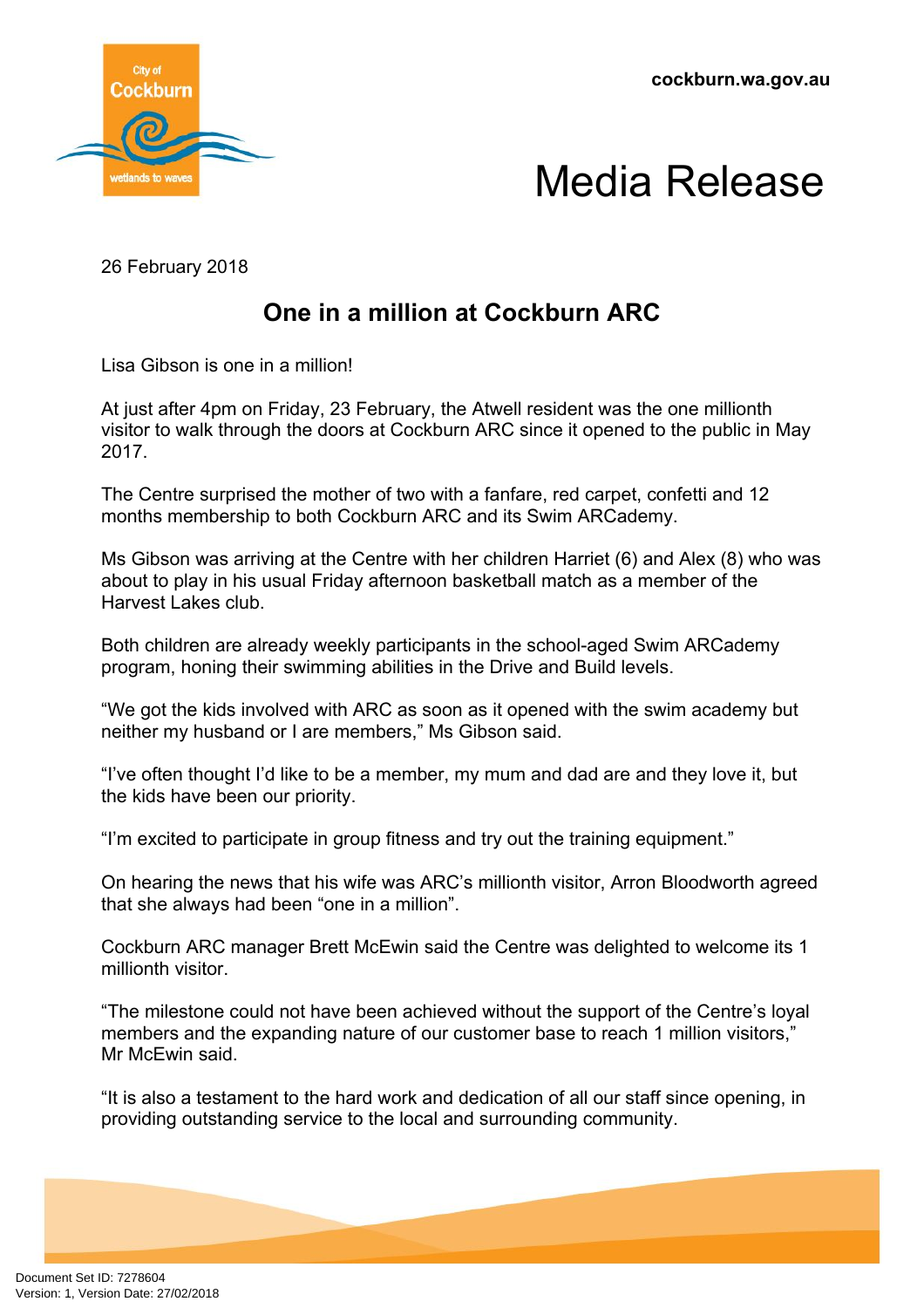cockburn.wa.gov.au

# Media Release

26 February 2018

## One in a million at Cockburn ARC

Lisa Gibson is one in a million!

At just after 4pm on Friday, 23 February, the Atwell resident was the one millionth visitor to walk through the doors at Cockburn ARC since it opened to the public in May 2017.

The Centre surprised the mother of two with a fanfare, red carpet, confetti and 12 months membership to both Cockburn ARC and its Swim ARCademy.

Ms Gibson was arriving at the Centre with her children Harriet (6) and Alex (8) who was about to play in his usual Friday afternoon basketball match as a member of the Harvest Lakes club.

Both children are already weekly participants in the school-aged Swim ARCademy program, honing their swimming abilities in the Drive and Build levels.

“We got the kids involved with ARC as soon as it opened with the swim academy but neither my husband or I are members,” Ms Gibson said.

“I’ve often thought I’d like to be a member, my mum and dad are and they love it, but the kids have been our priority.

“I’m excited to participate in group fitness and try out the training equipment.”

On hearing the news that his wife was ARC’s millionth visitor, Arron Bloodworth agreed that she always had been “one in a million”.

Cockburn ARC manager Brett McEwin said the Centre was delighted to welcome its 1 millionth visitor.

“The milestone could not have been achieved without the support of the Centre’s loyal members and the expanding nature of our customer base to reach 1 million visitors,” Mr McEwin said.

“It is also a testament to the hard work and dedication of all our staff since opening, in providing outstanding service to the local and surrounding community.

Document Set ID: 7278604
Version: 1, Version Date: 27/02/2018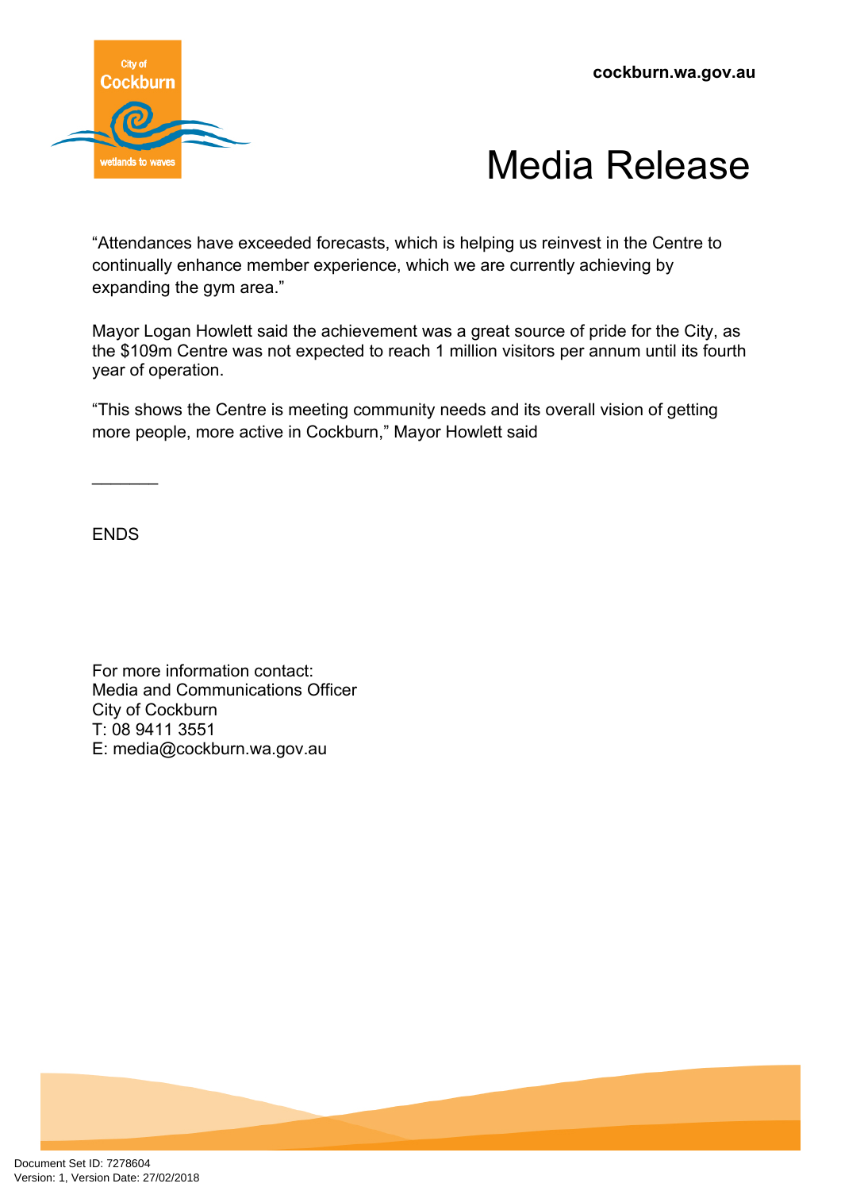"Attendances have exceeded forecasts, which is helping us reinvest in the Centre to continually enhance member experience, which we are currently achieving by expanding the gym area."

Mayor Logan Howlett said the achievement was a great source of pride for the City, as the $109m Centre was not expected to reach 1 million visitors per annum until its fourth year of operation.

"This shows the Centre is meeting community needs and its overall vision of getting more people, more active in Cockburn," Mayor Howlett said

_______

ENDS

For more information contact:
Media and Communications Officer
City of Cockburn
T: 08 9411 3551
E: media@cockburn.wa.gov.au